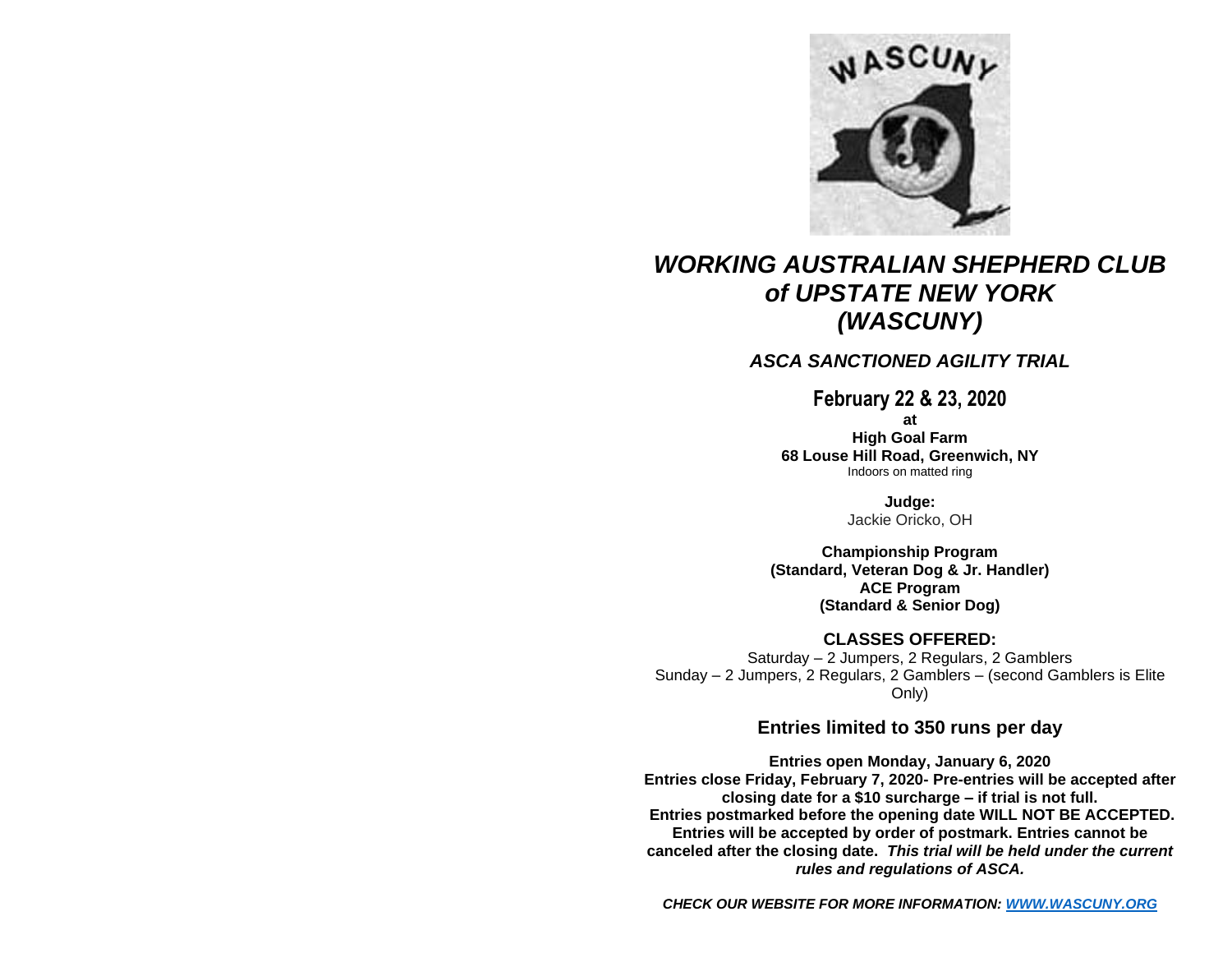# *WORKING AUSTRALIAN SHEPHERD CLUB of UPSTATE NEW YORK (WASCUNY)*

### *ASCA SANCTIONED AGILITY TRIAL*

## February 22 & 23, 2020

**at**

**High Goal Farm**
**68 Louse Hill Road, Greenwich, NY**
Indoors on matted ring

**Judge:**
Jackie Oricko, OH

**Championship Program**
**(Standard, Veteran Dog & Jr. Handler)**
**ACE Program**
**(Standard & Senior Dog)**

### CLASSES OFFERED:

Saturday – 2 Jumpers, 2 Regulars, 2 Gamblers
Sunday – 2 Jumpers, 2 Regulars, 2 Gamblers – (second Gamblers is Elite Only)

### Entries limited to 350 runs per day

**Entries open Monday, January 6, 2020**
**Entries close Friday, February 7, 2020- Pre-entries will be accepted after closing date for a $10 surcharge – if trial is not full.**
**Entries postmarked before the opening date WILL NOT BE ACCEPTED. Entries will be accepted by order of postmark. Entries cannot be canceled after the closing date.** ***This trial will be held under the current rules and regulations of ASCA.***

***CHECK OUR WEBSITE FOR MORE INFORMATION: WWW.WASCUNY.ORG***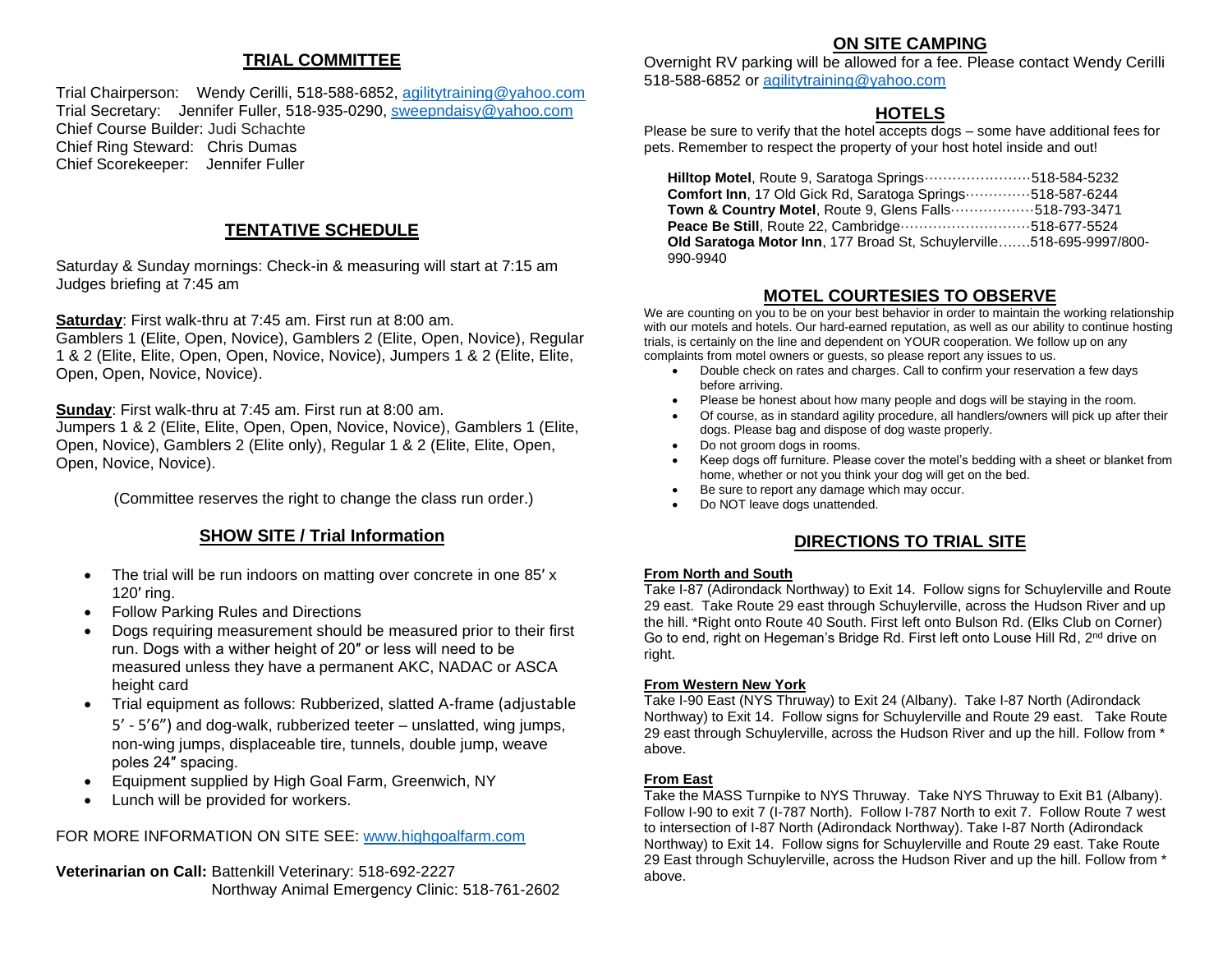## TRIAL COMMITTEE

Trial Chairperson: Wendy Cerilli, 518-588-6852, agilitytraining@yahoo.com
Trial Secretary: Jennifer Fuller, 518-935-0290, sweepndaisy@yahoo.com
Chief Course Builder: Judi Schachte
Chief Ring Steward: Chris Dumas
Chief Scorekeeper: Jennifer Fuller

## TENTATIVE SCHEDULE

Saturday & Sunday mornings: Check-in & measuring will start at 7:15 am
Judges briefing at 7:45 am

**Saturday**: First walk-thru at 7:45 am. First run at 8:00 am.
Gamblers 1 (Elite, Open, Novice), Gamblers 2 (Elite, Open, Novice), Regular 1 & 2 (Elite, Elite, Open, Open, Novice, Novice), Jumpers 1 & 2 (Elite, Elite, Open, Open, Novice, Novice).

**Sunday**: First walk-thru at 7:45 am. First run at 8:00 am.
Jumpers 1 & 2 (Elite, Elite, Open, Open, Novice, Novice), Gamblers 1 (Elite, Open, Novice), Gamblers 2 (Elite only), Regular 1 & 2 (Elite, Elite, Open, Open, Novice, Novice).

(Committee reserves the right to change the class run order.)

## SHOW SITE / Trial Information

- The trial will be run indoors on matting over concrete in one 85′ x 120′ ring.
- Follow Parking Rules and Directions
- Dogs requiring measurement should be measured prior to their first run. Dogs with a wither height of 20″ or less will need to be measured unless they have a permanent AKC, NADAC or ASCA height card
- Trial equipment as follows: Rubberized, slatted A-frame (adjustable 5′ - 5′6″) and dog-walk, rubberized teeter – unslatted, wing jumps, non-wing jumps, displaceable tire, tunnels, double jump, weave poles 24″ spacing.
- Equipment supplied by High Goal Farm, Greenwich, NY
- Lunch will be provided for workers.

FOR MORE INFORMATION ON SITE SEE: www.highgoalfarm.com

**Veterinarian on Call:** Battenkill Veterinary: 518-692-2227
Northway Animal Emergency Clinic: 518-761-2602

## ON SITE CAMPING

Overnight RV parking will be allowed for a fee. Please contact Wendy Cerilli 518-588-6852 or agilitytraining@yahoo.com

## HOTELS

Please be sure to verify that the hotel accepts dogs – some have additional fees for pets. Remember to respect the property of your host hotel inside and out!

**Hilltop Motel**, Route 9, Saratoga Springs……………………518-584-5232
**Comfort Inn**, 17 Old Gick Rd, Saratoga Springs……………518-587-6244
**Town & Country Motel**, Route 9, Glens Falls………………518-793-3471
**Peace Be Still**, Route 22, Cambridge…………………………518-677-5524
**Old Saratoga Motor Inn**, 177 Broad St, Schuylerville…….518-695-9997/800-990-9940

## MOTEL COURTESIES TO OBSERVE

We are counting on you to be on your best behavior in order to maintain the working relationship with our motels and hotels. Our hard-earned reputation, as well as our ability to continue hosting trials, is certainly on the line and dependent on YOUR cooperation. We follow up on any complaints from motel owners or guests, so please report any issues to us.

- Double check on rates and charges. Call to confirm your reservation a few days before arriving.
- Please be honest about how many people and dogs will be staying in the room.
- Of course, as in standard agility procedure, all handlers/owners will pick up after their dogs. Please bag and dispose of dog waste properly.
- Do not groom dogs in rooms.
- Keep dogs off furniture. Please cover the motel's bedding with a sheet or blanket from home, whether or not you think your dog will get on the bed.
- Be sure to report any damage which may occur.
- Do NOT leave dogs unattended.

## DIRECTIONS TO TRIAL SITE

**From North and South**
Take I-87 (Adirondack Northway) to Exit 14. Follow signs for Schuylerville and Route 29 east. Take Route 29 east through Schuylerville, across the Hudson River and up the hill. *Right onto Route 40 South. First left onto Bulson Rd. (Elks Club on Corner) Go to end, right on Hegeman's Bridge Rd. First left onto Louse Hill Rd, 2nd drive on right.

**From Western New York**
Take I-90 East (NYS Thruway) to Exit 24 (Albany). Take I-87 North (Adirondack Northway) to Exit 14. Follow signs for Schuylerville and Route 29 east. Take Route 29 east through Schuylerville, across the Hudson River and up the hill. Follow from * above.

**From East**
Take the MASS Turnpike to NYS Thruway. Take NYS Thruway to Exit B1 (Albany). Follow I-90 to exit 7 (I-787 North). Follow I-787 North to exit 7. Follow Route 7 west to intersection of I-87 North (Adirondack Northway). Take I-87 North (Adirondack Northway) to Exit 14. Follow signs for Schuylerville and Route 29 east. Take Route 29 East through Schuylerville, across the Hudson River and up the hill. Follow from * above.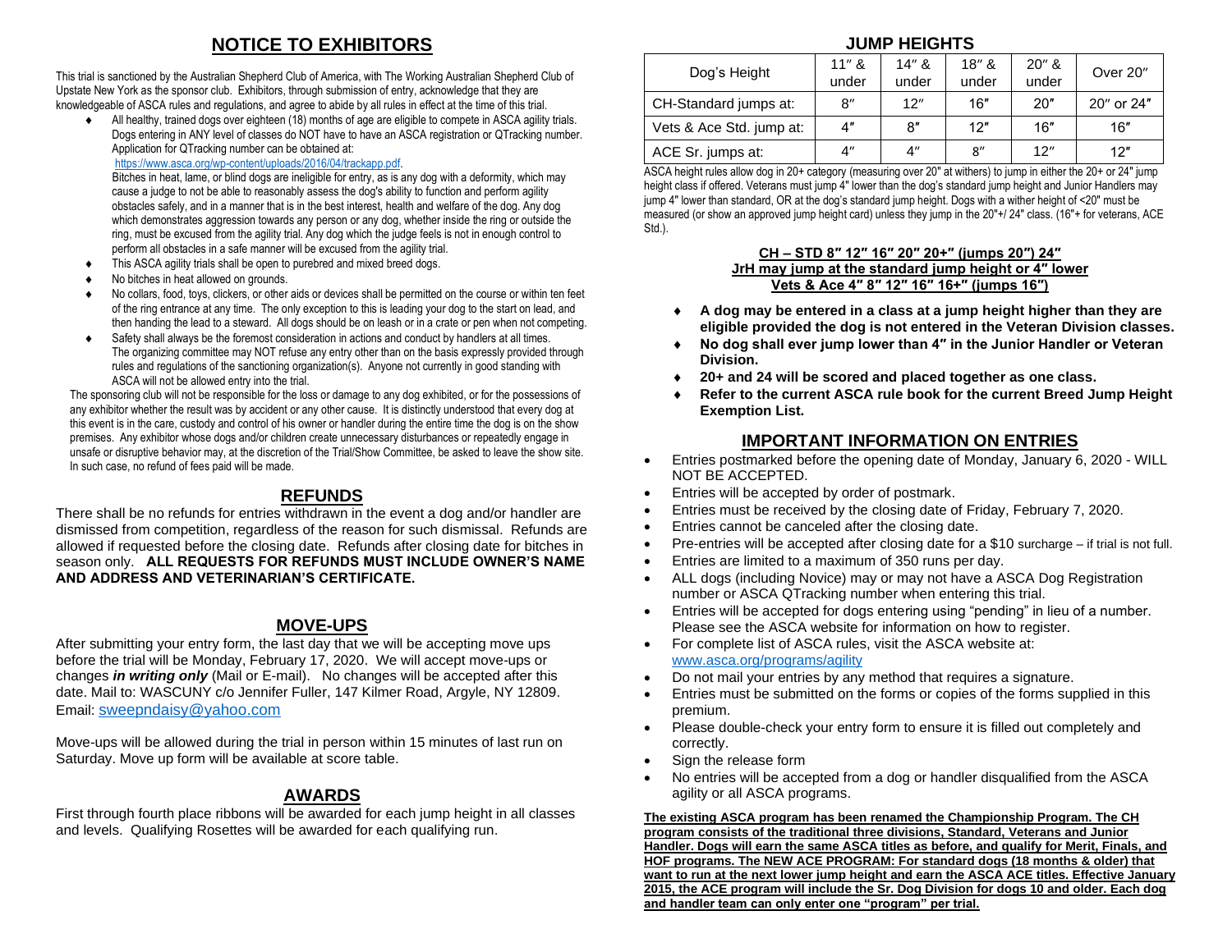# NOTICE TO EXHIBITORS

This trial is sanctioned by the Australian Shepherd Club of America, with The Working Australian Shepherd Club of Upstate New York as the sponsor club. Exhibitors, through submission of entry, acknowledge that they are knowledgeable of ASCA rules and regulations, and agree to abide by all rules in effect at the time of this trial.

- All healthy, trained dogs over eighteen (18) months of age are eligible to compete in ASCA agility trials. Dogs entering in ANY level of classes do NOT have to have an ASCA registration or QTracking number. Application for QTracking number can be obtained at: https://www.asca.org/wp-content/uploads/2016/04/trackapp.pdf.
  Bitches in heat, lame, or blind dogs are ineligible for entry, as is any dog with a deformity, which may cause a judge to not be able to reasonably assess the dog's ability to function and perform agility obstacles safely, and in a manner that is in the best interest, health and welfare of the dog. Any dog which demonstrates aggression towards any person or any dog, whether inside the ring or outside the ring, must be excused from the agility trial. Any dog which the judge feels is not in enough control to perform all obstacles in a safe manner will be excused from the agility trial.
- This ASCA agility trials shall be open to purebred and mixed breed dogs.
- No bitches in heat allowed on grounds.
- No collars, food, toys, clickers, or other aids or devices shall be permitted on the course or within ten feet of the ring entrance at any time. The only exception to this is leading your dog to the start on lead, and then handing the lead to a steward. All dogs should be on leash or in a crate or pen when not competing.
- Safety shall always be the foremost consideration in actions and conduct by handlers at all times. The organizing committee may NOT refuse any entry other than on the basis expressly provided through rules and regulations of the sanctioning organization(s). Anyone not currently in good standing with ASCA will not be allowed entry into the trial.

The sponsoring club will not be responsible for the loss or damage to any dog exhibited, or for the possessions of any exhibitor whether the result was by accident or any other cause. It is distinctly understood that every dog at this event is in the care, custody and control of his owner or handler during the entire time the dog is on the show premises. Any exhibitor whose dogs and/or children create unnecessary disturbances or repeatedly engage in unsafe or disruptive behavior may, at the discretion of the Trial/Show Committee, be asked to leave the show site. In such case, no refund of fees paid will be made.

## REFUNDS

There shall be no refunds for entries withdrawn in the event a dog and/or handler are dismissed from competition, regardless of the reason for such dismissal. Refunds are allowed if requested before the closing date. Refunds after closing date for bitches in season only. **ALL REQUESTS FOR REFUNDS MUST INCLUDE OWNER'S NAME AND ADDRESS AND VETERINARIAN'S CERTIFICATE.**

## MOVE-UPS

After submitting your entry form, the last day that we will be accepting move ups before the trial will be Monday, February 17, 2020. We will accept move-ups or changes ***in writing only*** (Mail or E-mail). No changes will be accepted after this date. Mail to: WASCUNY c/o Jennifer Fuller, 147 Kilmer Road, Argyle, NY 12809. Email: sweepndaisy@yahoo.com

Move-ups will be allowed during the trial in person within 15 minutes of last run on Saturday. Move up form will be available at score table.

## AWARDS

First through fourth place ribbons will be awarded for each jump height in all classes and levels. Qualifying Rosettes will be awarded for each qualifying run.

## JUMP HEIGHTS

| Dog's Height | 11″ & under | 14″ & under | 18″ & under | 20″ & under | Over 20″ |
|---|---|---|---|---|---|
| CH-Standard jumps at: | 8″ | 12″ | 16″ | 20″ | 20″ or 24″ |
| Vets & Ace Std. jump at: | 4″ | 8″ | 12″ | 16″ | 16″ |
| ACE Sr. jumps at: | 4″ | 4″ | 8″ | 12″ | 12″ |

ASCA height rules allow dog in 20+ category (measuring over 20" at withers) to jump in either the 20+ or 24" jump height class if offered. Veterans must jump 4" lower than the dog's standard jump height and Junior Handlers may jump 4" lower than standard, OR at the dog's standard jump height. Dogs with a wither height of <20" must be measured (or show an approved jump height card) unless they jump in the 20"+/ 24" class. (16"+ for veterans, ACE Std.).

**CH – STD 8″ 12″ 16″ 20″ 20+″ (jumps 20″) 24″**
**JrH may jump at the standard jump height or 4″ lower**
**Vets & Ace 4″ 8″ 12″ 16″ 16+″ (jumps 16″)**

- **A dog may be entered in a class at a jump height higher than they are eligible provided the dog is not entered in the Veteran Division classes.**
- **No dog shall ever jump lower than 4″ in the Junior Handler or Veteran Division.**
- **20+ and 24 will be scored and placed together as one class.**
- **Refer to the current ASCA rule book for the current Breed Jump Height Exemption List.**

## IMPORTANT INFORMATION ON ENTRIES

- Entries postmarked before the opening date of Monday, January 6, 2020 - WILL NOT BE ACCEPTED.
- Entries will be accepted by order of postmark.
- Entries must be received by the closing date of Friday, February 7, 2020.
- Entries cannot be canceled after the closing date.
- Pre-entries will be accepted after closing date for a $10 surcharge – if trial is not full.
- Entries are limited to a maximum of 350 runs per day.
- ALL dogs (including Novice) may or may not have a ASCA Dog Registration number or ASCA QTracking number when entering this trial.
- Entries will be accepted for dogs entering using "pending" in lieu of a number. Please see the ASCA website for information on how to register.
- For complete list of ASCA rules, visit the ASCA website at: www.asca.org/programs/agility
- Do not mail your entries by any method that requires a signature.
- Entries must be submitted on the forms or copies of the forms supplied in this premium.
- Please double-check your entry form to ensure it is filled out completely and correctly.
- Sign the release form
- No entries will be accepted from a dog or handler disqualified from the ASCA agility or all ASCA programs.

**The existing ASCA program has been renamed the Championship Program. The CH program consists of the traditional three divisions, Standard, Veterans and Junior Handler. Dogs will earn the same ASCA titles as before, and qualify for Merit, Finals, and HOF programs. The NEW ACE PROGRAM: For standard dogs (18 months & older) that want to run at the next lower jump height and earn the ASCA ACE titles. Effective January 2015, the ACE program will include the Sr. Dog Division for dogs 10 and older. Each dog and handler team can only enter one "program" per trial.**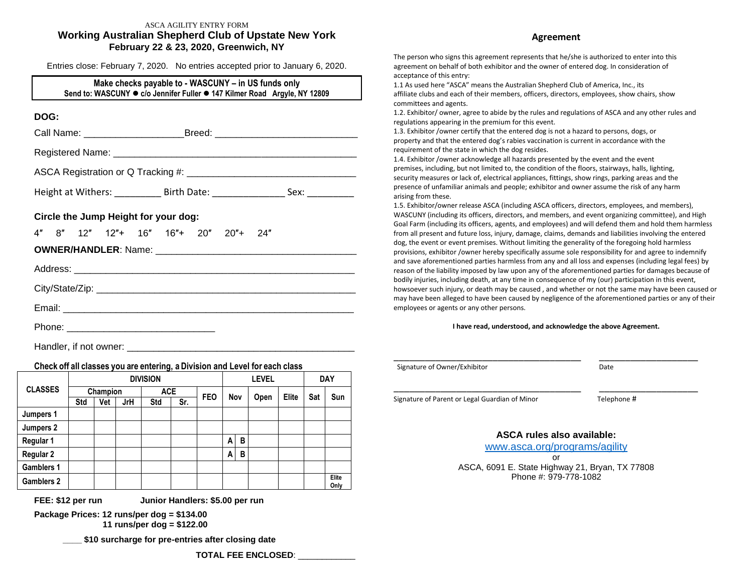ASCA AGILITY ENTRY FORM

# Working Australian Shepherd Club of Upstate New York

## February 22 & 23, 2020, Greenwich, NY

Entries close: February 7, 2020. No entries accepted prior to January 6, 2020.

**Make checks payable to - WASCUNY – in US funds only**
**Send to: WASCUNY ● c/o Jennifer Fuller ● 147 Kilmer Road Argyle, NY 12809**

**DOG:**

Call Name: ___________________Breed: ___________________________

Registered Name: ________________________________________________

ASCA Registration or Q Tracking #: _________________________________

Height at Withers: _________ Birth Date: ______________ Sex: _________

**Circle the Jump Height for your dog:**

4″ 8″ 12″ 12″+ 16″ 16″+ 20″ 20″+ 24″

**OWNER/HANDLER**: Name: _______________________________________

Address: ________________________________________________________

City/State/Zip: ____________________________________________________

Email: __________________________________________________________

Phone: ____________________________

Handler, if not owner: ____________________________________________

**Check off all classes you are entering, a Division and Level for each class**

| CLASSES | DIVISION | | | | | | LEVEL | | | | DAY | |
|---|---|---|---|---|---|---|---|---|---|---|---|---|
| | Champion | | | ACE | | FEO | Nov | | Open | Elite | Sat | Sun |
| | Std | Vet | JrH | Std | Sr. | | | | | | | |
| Jumpers 1 | | | | | | | | | | | | |
| Jumpers 2 | | | | | | | | | | | | |
| Regular 1 | | | | | | | A | B | | | | |
| Regular 2 | | | | | | | A | B | | | | |
| Gamblers 1 | | | | | | | | | | | | |
| Gamblers 2 | | | | | | | | | | | | Elite Only |

**FEE: $12 per run** **Junior Handlers: $5.00 per run**

**Package Prices: 12 runs/per dog = $134.00**
**11 runs/per dog = $122.00**

____ **$10 surcharge for pre-entries after closing date**

**TOTAL FEE ENCLOSED**: ____________

## Agreement

The person who signs this agreement represents that he/she is authorized to enter into this agreement on behalf of both exhibitor and the owner of entered dog. In consideration of acceptance of this entry:

1.1 As used here "ASCA" means the Australian Shepherd Club of America, Inc., its affiliate clubs and each of their members, officers, directors, employees, show chairs, show committees and agents.

1.2. Exhibitor/ owner, agree to abide by the rules and regulations of ASCA and any other rules and regulations appearing in the premium for this event.

1.3. Exhibitor /owner certify that the entered dog is not a hazard to persons, dogs, or property and that the entered dog's rabies vaccination is current in accordance with the requirement of the state in which the dog resides.

1.4. Exhibitor /owner acknowledge all hazards presented by the event and the event premises, including, but not limited to, the condition of the floors, stairways, halls, lighting, security measures or lack of, electrical appliances, fittings, show rings, parking areas and the presence of unfamiliar animals and people; exhibitor and owner assume the risk of any harm arising from these.

1.5. Exhibitor/owner release ASCA (including ASCA officers, directors, employees, and members), WASCUNY (including its officers, directors, and members, and event organizing committee), and High Goal Farm (including its officers, agents, and employees) and will defend them and hold them harmless from all present and future loss, injury, damage, claims, demands and liabilities involving the entered dog, the event or event premises. Without limiting the generality of the foregoing hold harmless provisions, exhibitor /owner hereby specifically assume sole responsibility for and agree to indemnify and save aforementioned parties harmless from any and all loss and expenses (including legal fees) by reason of the liability imposed by law upon any of the aforementioned parties for damages because of bodily injuries, including death, at any time in consequence of my (our) participation in this event, howsoever such injury, or death may be caused , and whether or not the same may have been caused or may have been alleged to have been caused by negligence of the aforementioned parties or any of their employees or agents or any other persons.

**I have read, understood, and acknowledge the above Agreement.**

_____________________________________________ ______________________
Signature of Owner/Exhibitor Date

_____________________________________________ ______________________
Signature of Parent or Legal Guardian of Minor Telephone #

**ASCA rules also available:**

www.asca.org/programs/agility

or

ASCA, 6091 E. State Highway 21, Bryan, TX 77808
Phone #: 979-778-1082